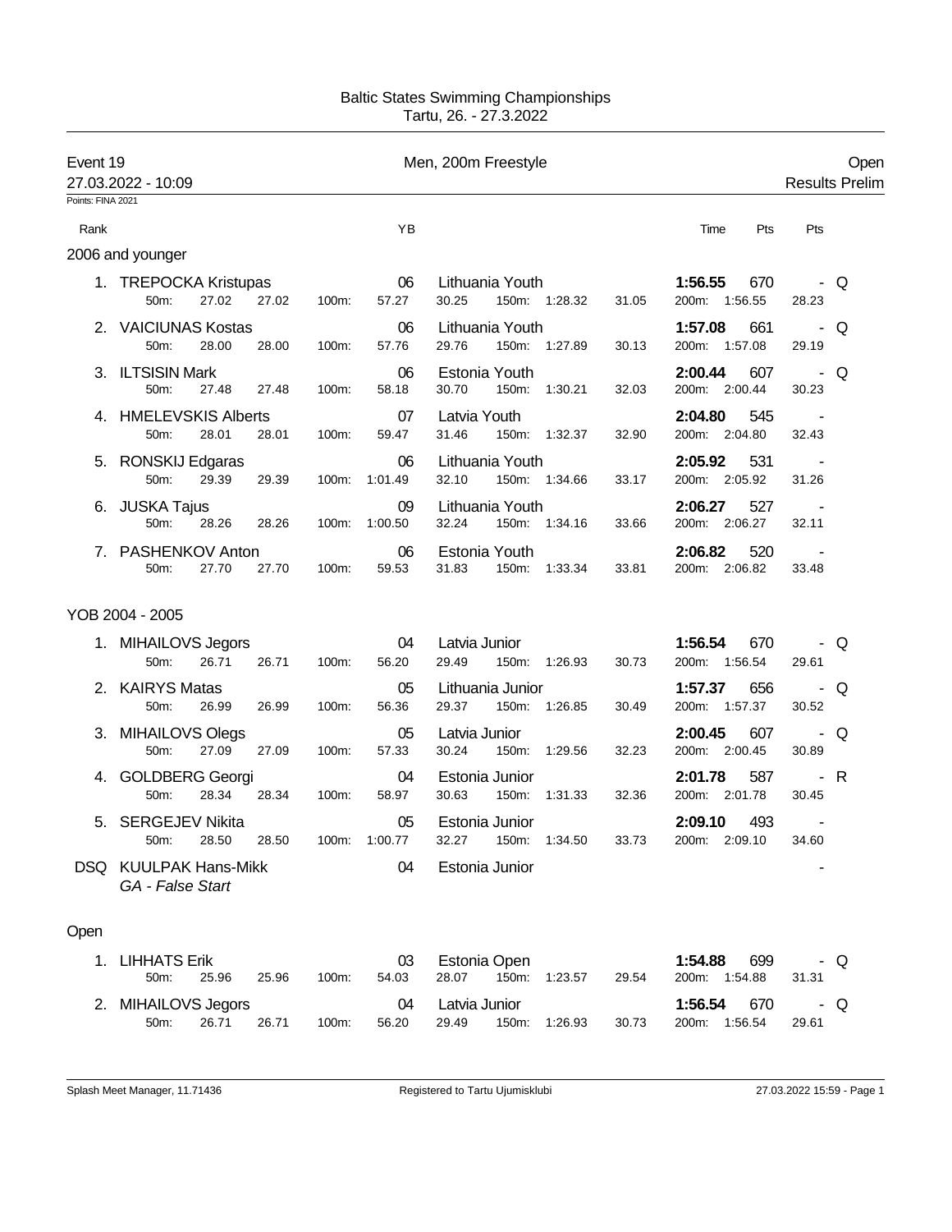Baltic States Swimming Championships
Tartu, 26. - 27.3.2022

**Event 19** — Men, 200m Freestyle — Open
27.03.2022 - 10:09 — Results Prelim

Points: FINA 2021

### 2006 and younger

| Rank | Name | YB | Club | Time | Pts | Pts | |
|---|---|---|---|---|---|---|---|
| 1. | TREPOCKA Kristupas | 06 | Lithuania Youth | 1:56.55 | 670 | - | Q |
| | 50m: 27.02 27.02 | 100m: 57.27 30.25 | 150m: 1:28.32 31.05 | 200m: 1:56.55 28.23 | | | |
| 2. | VAICIUNAS Kostas | 06 | Lithuania Youth | 1:57.08 | 661 | - | Q |
| | 50m: 28.00 28.00 | 100m: 57.76 29.76 | 150m: 1:27.89 30.13 | 200m: 1:57.08 29.19 | | | |
| 3. | ILTSISIN Mark | 06 | Estonia Youth | 2:00.44 | 607 | - | Q |
| | 50m: 27.48 27.48 | 100m: 58.18 30.70 | 150m: 1:30.21 32.03 | 200m: 2:00.44 30.23 | | | |
| 4. | HMELEVSKIS Alberts | 07 | Latvia Youth | 2:04.80 | 545 | - | |
| | 50m: 28.01 28.01 | 100m: 59.47 31.46 | 150m: 1:32.37 32.90 | 200m: 2:04.80 32.43 | | | |
| 5. | RONSKIJ Edgaras | 06 | Lithuania Youth | 2:05.92 | 531 | - | |
| | 50m: 29.39 29.39 | 100m: 1:01.49 32.10 | 150m: 1:34.66 33.17 | 200m: 2:05.92 31.26 | | | |
| 6. | JUSKA Tajus | 09 | Lithuania Youth | 2:06.27 | 527 | - | |
| | 50m: 28.26 28.26 | 100m: 1:00.50 32.24 | 150m: 1:34.16 33.66 | 200m: 2:06.27 32.11 | | | |
| 7. | PASHENKOV Anton | 06 | Estonia Youth | 2:06.82 | 520 | - | |
| | 50m: 27.70 27.70 | 100m: 59.53 31.83 | 150m: 1:33.34 33.81 | 200m: 2:06.82 33.48 | | | |

### YOB 2004 - 2005

| Rank | Name | YB | Club | Time | Pts | Pts | |
|---|---|---|---|---|---|---|---|
| 1. | MIHAILOVS Jegors | 04 | Latvia Junior | 1:56.54 | 670 | - | Q |
| | 50m: 26.71 26.71 | 100m: 56.20 29.49 | 150m: 1:26.93 30.73 | 200m: 1:56.54 29.61 | | | |
| 2. | KAIRYS Matas | 05 | Lithuania Junior | 1:57.37 | 656 | - | Q |
| | 50m: 26.99 26.99 | 100m: 56.36 29.37 | 150m: 1:26.85 30.49 | 200m: 1:57.37 30.52 | | | |
| 3. | MIHAILOVS Olegs | 05 | Latvia Junior | 2:00.45 | 607 | - | Q |
| | 50m: 27.09 27.09 | 100m: 57.33 30.24 | 150m: 1:29.56 32.23 | 200m: 2:00.45 30.89 | | | |
| 4. | GOLDBERG Georgi | 04 | Estonia Junior | 2:01.78 | 587 | - | R |
| | 50m: 28.34 28.34 | 100m: 58.97 30.63 | 150m: 1:31.33 32.36 | 200m: 2:01.78 30.45 | | | |
| 5. | SERGEJEV Nikita | 05 | Estonia Junior | 2:09.10 | 493 | - | |
| | 50m: 28.50 28.50 | 100m: 1:00.77 32.27 | 150m: 1:34.50 33.73 | 200m: 2:09.10 34.60 | | | |
| DSQ | KUULPAK Hans-Mikk *GA - False Start* | 04 | Estonia Junior | | | - | |

### Open

| Rank | Name | YB | Club | Time | Pts | Pts | |
|---|---|---|---|---|---|---|---|
| 1. | LIHHATS Erik | 03 | Estonia Open | 1:54.88 | 699 | - | Q |
| | 50m: 25.96 25.96 | 100m: 54.03 28.07 | 150m: 1:23.57 29.54 | 200m: 1:54.88 31.31 | | | |
| 2. | MIHAILOVS Jegors | 04 | Latvia Junior | 1:56.54 | 670 | - | Q |
| | 50m: 26.71 26.71 | 100m: 56.20 29.49 | 150m: 1:26.93 30.73 | 200m: 1:56.54 29.61 | | | |

Splash Meet Manager, 11.71436 — Registered to Tartu Ujumisklubi — 27.03.2022 15:59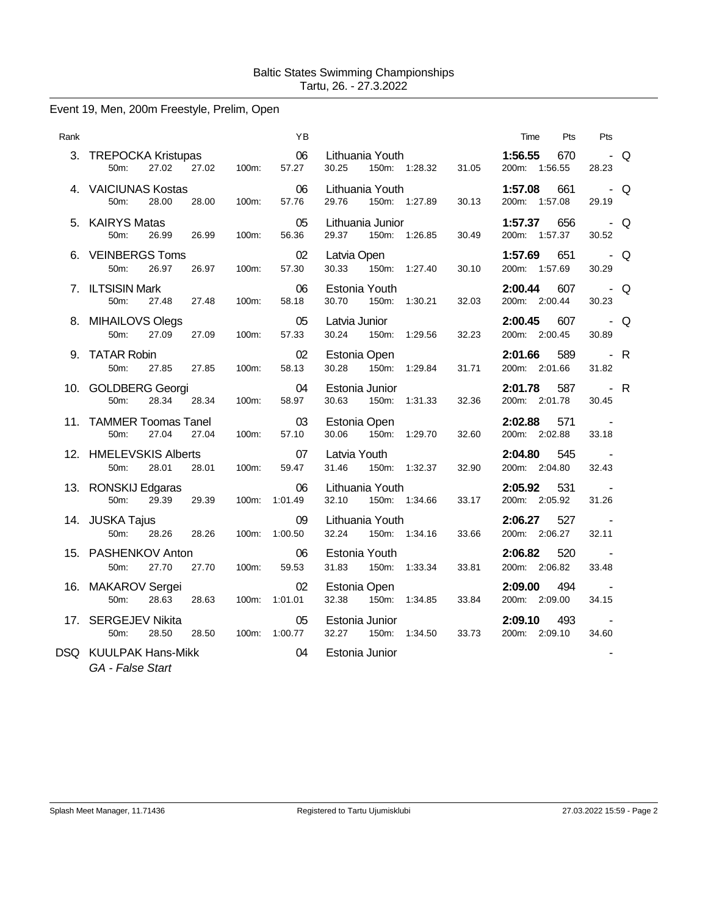Baltic States Swimming Championships
Tartu, 26. - 27.3.2022

## Event 19, Men, 200m Freestyle, Prelim, Open

| Rank | Name | YB | Club | Time | Pts | Pts | |
|---|---|---|---|---|---|---|---|
| 3. | TREPOCKA Kristupas | 06 | Lithuania Youth | **1:56.55** | 670 | - | Q |
| | 50m: 27.02 27.02 / 100m: 57.27 30.25 / 150m: 1:28.32 31.05 / 200m: 1:56.55 28.23 | | | | | | |
| 4. | VAICIUNAS Kostas | 06 | Lithuania Youth | **1:57.08** | 661 | - | Q |
| | 50m: 28.00 28.00 / 100m: 57.76 29.76 / 150m: 1:27.89 30.13 / 200m: 1:57.08 29.19 | | | | | | |
| 5. | KAIRYS Matas | 05 | Lithuania Junior | **1:57.37** | 656 | - | Q |
| | 50m: 26.99 26.99 / 100m: 56.36 29.37 / 150m: 1:26.85 30.49 / 200m: 1:57.37 30.52 | | | | | | |
| 6. | VEINBERGS Toms | 02 | Latvia Open | **1:57.69** | 651 | - | Q |
| | 50m: 26.97 26.97 / 100m: 57.30 30.33 / 150m: 1:27.40 30.10 / 200m: 1:57.69 30.29 | | | | | | |
| 7. | ILTSISIN Mark | 06 | Estonia Youth | **2:00.44** | 607 | - | Q |
| | 50m: 27.48 27.48 / 100m: 58.18 30.70 / 150m: 1:30.21 32.03 / 200m: 2:00.44 30.23 | | | | | | |
| 8. | MIHAILOVS Olegs | 05 | Latvia Junior | **2:00.45** | 607 | - | Q |
| | 50m: 27.09 27.09 / 100m: 57.33 30.24 / 150m: 1:29.56 32.23 / 200m: 2:00.45 30.89 | | | | | | |
| 9. | TATAR Robin | 02 | Estonia Open | **2:01.66** | 589 | - | R |
| | 50m: 27.85 27.85 / 100m: 58.13 30.28 / 150m: 1:29.84 31.71 / 200m: 2:01.66 31.82 | | | | | | |
| 10. | GOLDBERG Georgi | 04 | Estonia Junior | **2:01.78** | 587 | - | R |
| | 50m: 28.34 28.34 / 100m: 58.97 30.63 / 150m: 1:31.33 32.36 / 200m: 2:01.78 30.45 | | | | | | |
| 11. | TAMMER Toomas Tanel | 03 | Estonia Open | **2:02.88** | 571 | - | |
| | 50m: 27.04 27.04 / 100m: 57.10 30.06 / 150m: 1:29.70 32.60 / 200m: 2:02.88 33.18 | | | | | | |
| 12. | HMELEVSKIS Alberts | 07 | Latvia Youth | **2:04.80** | 545 | - | |
| | 50m: 28.01 28.01 / 100m: 59.47 31.46 / 150m: 1:32.37 32.90 / 200m: 2:04.80 32.43 | | | | | | |
| 13. | RONSKIJ Edgaras | 06 | Lithuania Youth | **2:05.92** | 531 | - | |
| | 50m: 29.39 29.39 / 100m: 1:01.49 32.10 / 150m: 1:34.66 33.17 / 200m: 2:05.92 31.26 | | | | | | |
| 14. | JUSKA Tajus | 09 | Lithuania Youth | **2:06.27** | 527 | - | |
| | 50m: 28.26 28.26 / 100m: 1:00.50 32.24 / 150m: 1:34.16 33.66 / 200m: 2:06.27 32.11 | | | | | | |
| 15. | PASHENKOV Anton | 06 | Estonia Youth | **2:06.82** | 520 | - | |
| | 50m: 27.70 27.70 / 100m: 59.53 31.83 / 150m: 1:33.34 33.81 / 200m: 2:06.82 33.48 | | | | | | |
| 16. | MAKAROV Sergei | 02 | Estonia Open | **2:09.00** | 494 | - | |
| | 50m: 28.63 28.63 / 100m: 1:01.01 32.38 / 150m: 1:34.85 33.84 / 200m: 2:09.00 34.15 | | | | | | |
| 17. | SERGEJEV Nikita | 05 | Estonia Junior | **2:09.10** | 493 | - | |
| | 50m: 28.50 28.50 / 100m: 1:00.77 32.27 / 150m: 1:34.50 33.73 / 200m: 2:09.10 34.60 | | | | | | |
| DSQ | KUULPAK Hans-Mikk | 04 | Estonia Junior | | | - | |
| | *GA - False Start* | | | | | | |